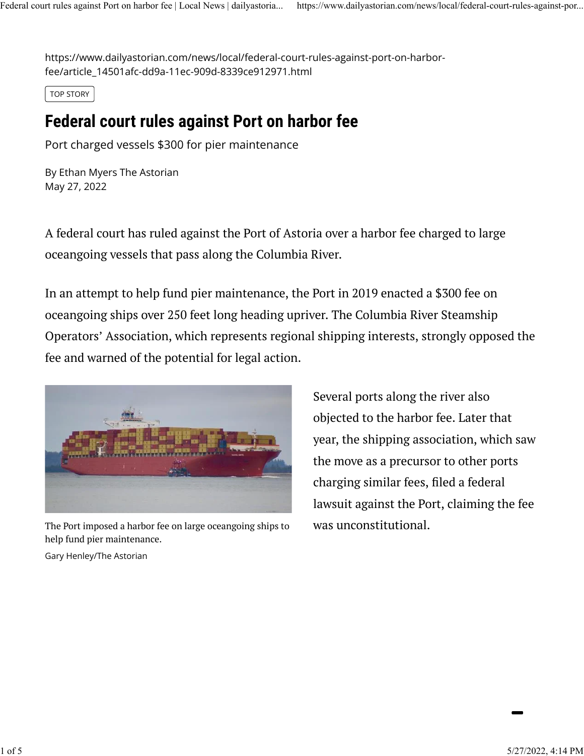https://www.dailyastorian.com/news/local/federal-court-rules-against-port-on-harbor-fee/article_14501afc-dd9a-11ec-909d-8339ce912971.html

TOP STORY

# Federal court rules against Port on harbor fee

Port charged vessels $300 for pier maintenance

By Ethan Myers The Astorian
May 27, 2022

A federal court has ruled against the Port of Astoria over a harbor fee charged to large oceangoing vessels that pass along the Columbia River.

In an attempt to help fund pier maintenance, the Port in 2019 enacted a $300 fee on oceangoing ships over 250 feet long heading upriver. The Columbia River Steamship Operators' Association, which represents regional shipping interests, strongly opposed the fee and warned of the potential for legal action.

The Port imposed a harbor fee on large oceangoing ships to help fund pier maintenance.

Gary Henley/The Astorian

Several ports along the river also objected to the harbor fee. Later that year, the shipping association, which saw the move as a precursor to other ports charging similar fees, filed a federal lawsuit against the Port, claiming the fee was unconstitutional.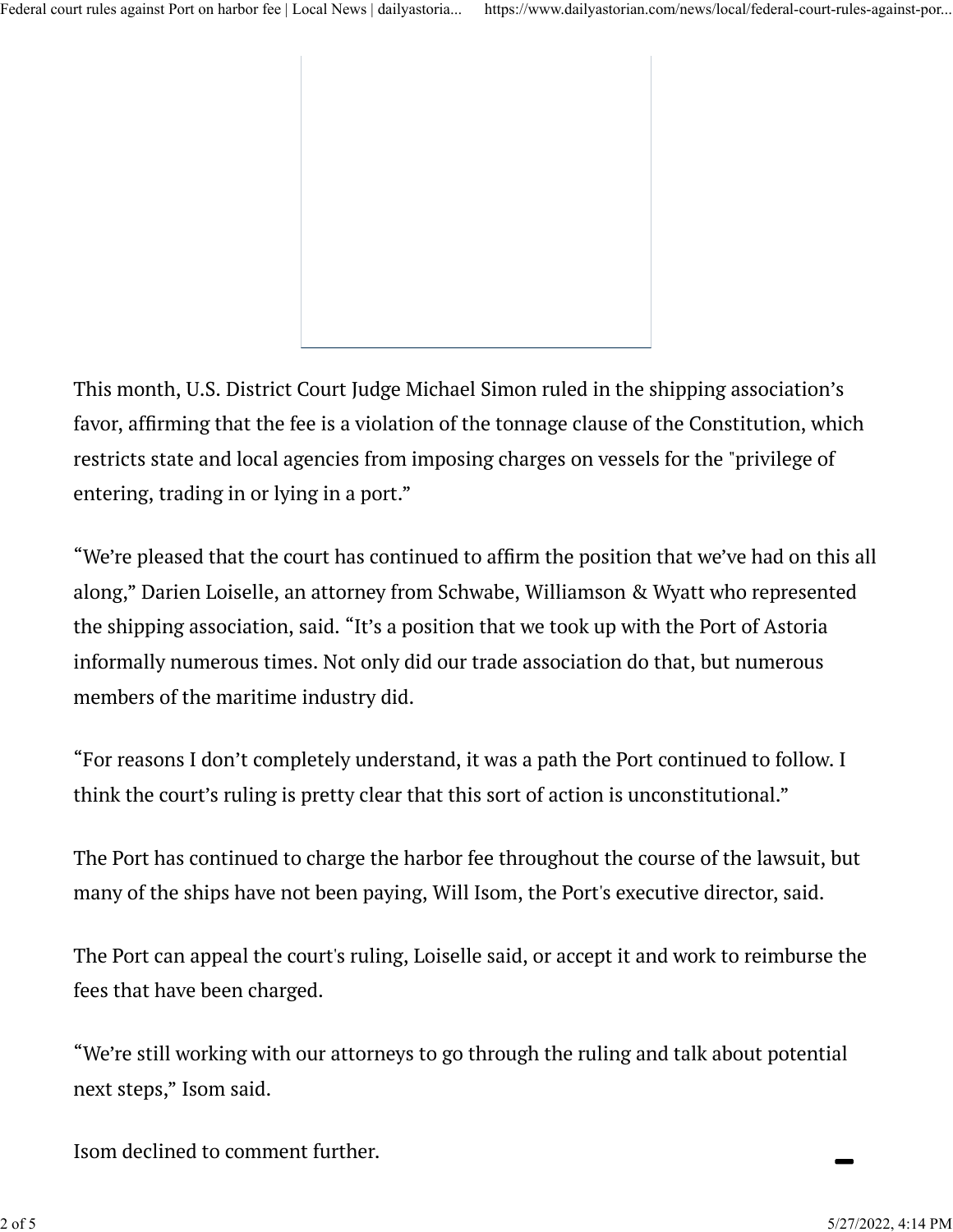This month, U.S. District Court Judge Michael Simon ruled in the shipping association's favor, affirming that the fee is a violation of the tonnage clause of the Constitution, which restricts state and local agencies from imposing charges on vessels for the "privilege of entering, trading in or lying in a port."

"We're pleased that the court has continued to affirm the position that we've had on this all along," Darien Loiselle, an attorney from Schwabe, Williamson & Wyatt who represented the shipping association, said. "It's a position that we took up with the Port of Astoria informally numerous times. Not only did our trade association do that, but numerous members of the maritime industry did.

"For reasons I don't completely understand, it was a path the Port continued to follow. I think the court's ruling is pretty clear that this sort of action is unconstitutional."

The Port has continued to charge the harbor fee throughout the course of the lawsuit, but many of the ships have not been paying, Will Isom, the Port's executive director, said.

The Port can appeal the court's ruling, Loiselle said, or accept it and work to reimburse the fees that have been charged.

"We're still working with our attorneys to go through the ruling and talk about potential next steps," Isom said.

Isom declined to comment further.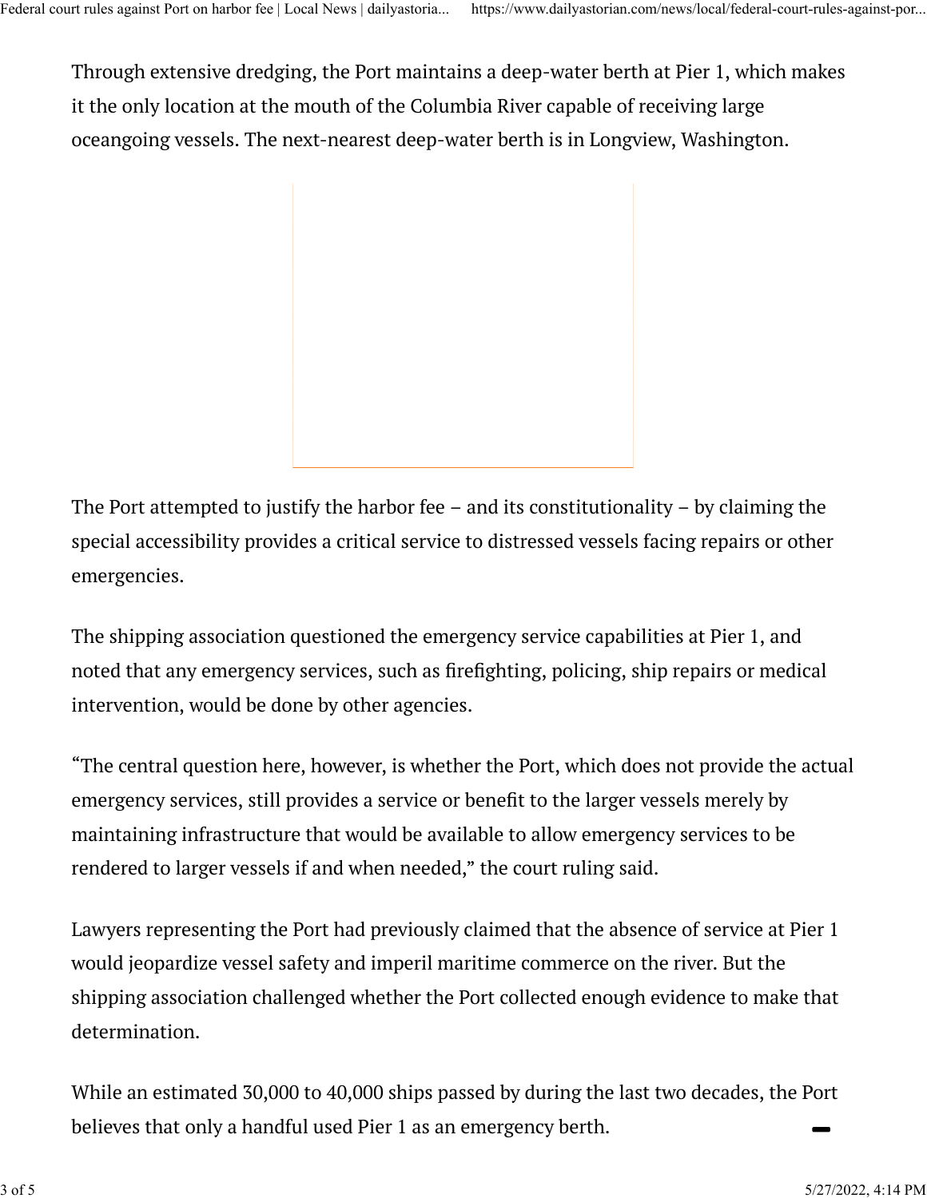Through extensive dredging, the Port maintains a deep-water berth at Pier 1, which makes it the only location at the mouth of the Columbia River capable of receiving large oceangoing vessels. The next-nearest deep-water berth is in Longview, Washington.

The Port attempted to justify the harbor fee – and its constitutionality – by claiming the special accessibility provides a critical service to distressed vessels facing repairs or other emergencies.

The shipping association questioned the emergency service capabilities at Pier 1, and noted that any emergency services, such as firefighting, policing, ship repairs or medical intervention, would be done by other agencies.

"The central question here, however, is whether the Port, which does not provide the actual emergency services, still provides a service or benefit to the larger vessels merely by maintaining infrastructure that would be available to allow emergency services to be rendered to larger vessels if and when needed," the court ruling said.

Lawyers representing the Port had previously claimed that the absence of service at Pier 1 would jeopardize vessel safety and imperil maritime commerce on the river. But the shipping association challenged whether the Port collected enough evidence to make that determination.

While an estimated 30,000 to 40,000 ships passed by during the last two decades, the Port believes that only a handful used Pier 1 as an emergency berth.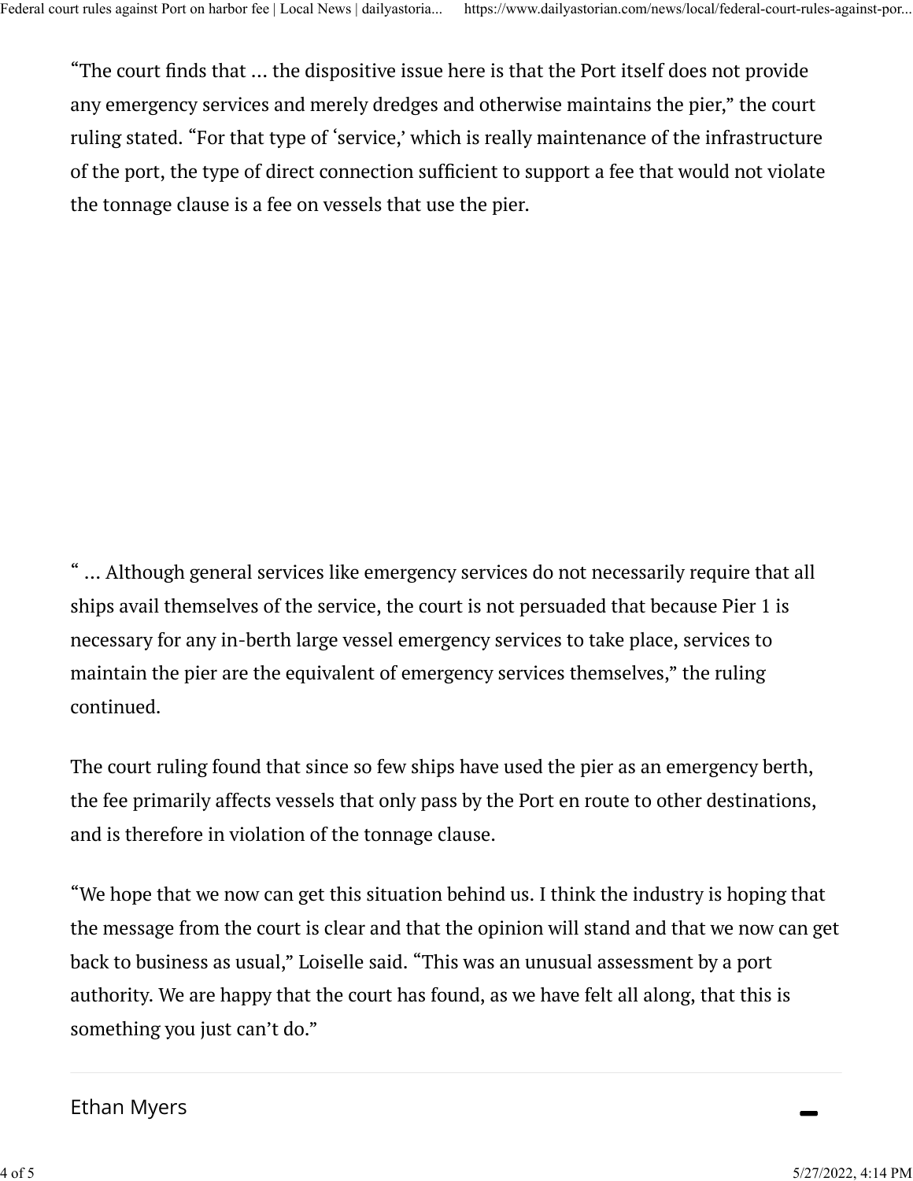"The court finds that … the dispositive issue here is that the Port itself does not provide any emergency services and merely dredges and otherwise maintains the pier," the court ruling stated. "For that type of 'service,' which is really maintenance of the infrastructure of the port, the type of direct connection sufficient to support a fee that would not violate the tonnage clause is a fee on vessels that use the pier.

" … Although general services like emergency services do not necessarily require that all ships avail themselves of the service, the court is not persuaded that because Pier 1 is necessary for any in-berth large vessel emergency services to take place, services to maintain the pier are the equivalent of emergency services themselves," the ruling continued.

The court ruling found that since so few ships have used the pier as an emergency berth, the fee primarily affects vessels that only pass by the Port en route to other destinations, and is therefore in violation of the tonnage clause.

"We hope that we now can get this situation behind us. I think the industry is hoping that the message from the court is clear and that the opinion will stand and that we now can get back to business as usual," Loiselle said. "This was an unusual assessment by a port authority. We are happy that the court has found, as we have felt all along, that this is something you just can't do."

Ethan Myers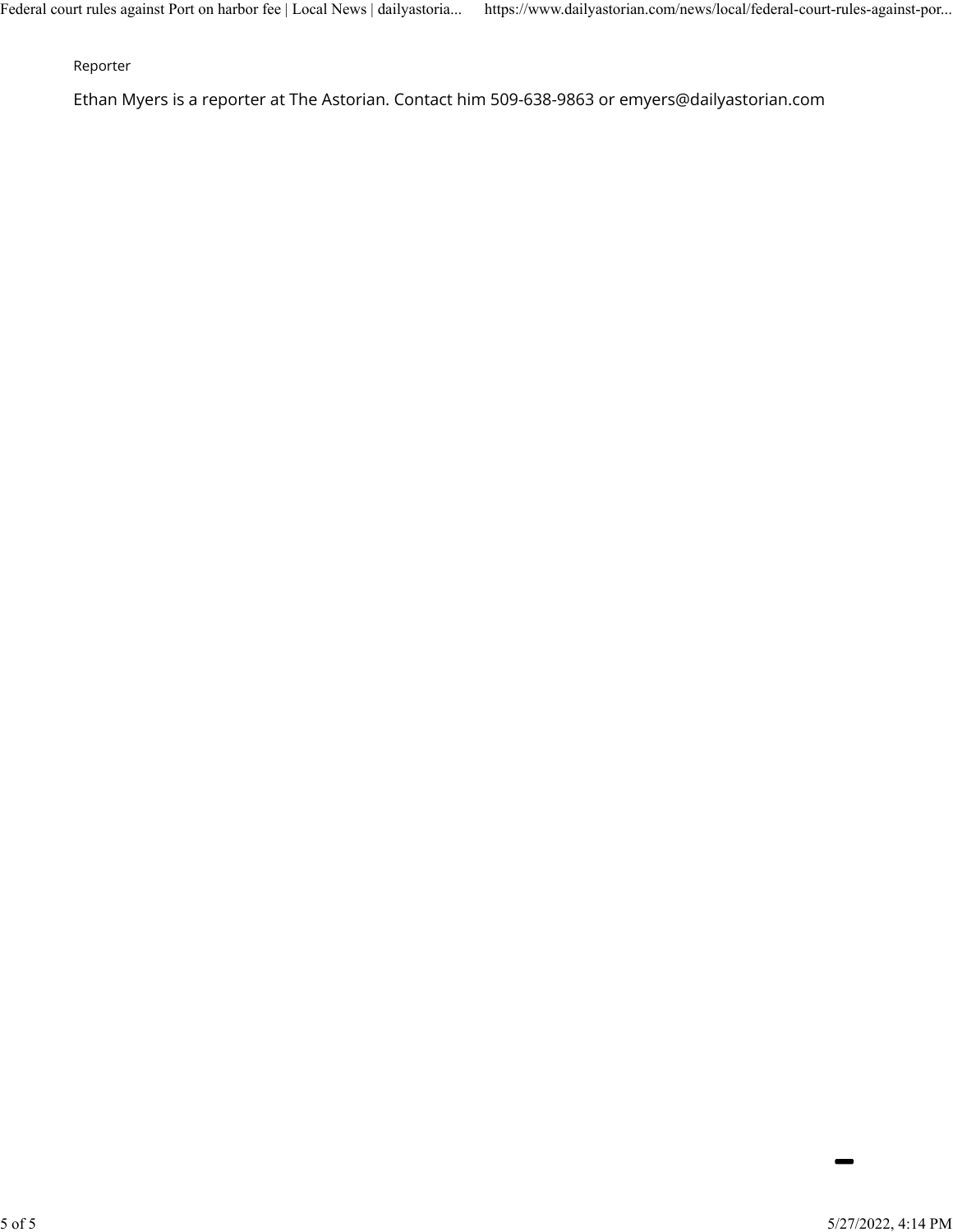Reporter

Ethan Myers is a reporter at The Astorian. Contact him 509-638-9863 or emyers@dailyastorian.com